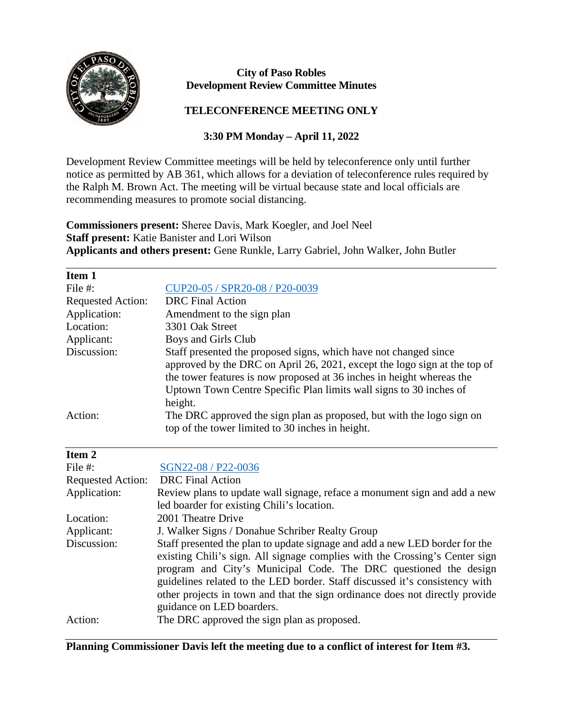**City of Paso Robles**
**Development Review Committee Minutes**

**TELECONFERENCE MEETING ONLY**

**3:30 PM Monday – April 11, 2022**

Development Review Committee meetings will be held by teleconference only until further notice as permitted by AB 361, which allows for a deviation of teleconference rules required by the Ralph M. Brown Act. The meeting will be virtual because state and local officials are recommending measures to promote social distancing.

**Commissioners present:** Sheree Davis, Mark Koegler, and Joel Neel
**Staff present:** Katie Banister and Lori Wilson
**Applicants and others present:** Gene Runkle, Larry Gabriel, John Walker, John Butler

---

**Item 1**

| | |
|---|---|
| File #: | CUP20-05 / SPR20-08 / P20-0039 |
| Requested Action: | DRC Final Action |
| Application: | Amendment to the sign plan |
| Location: | 3301 Oak Street |
| Applicant: | Boys and Girls Club |
| Discussion: | Staff presented the proposed signs, which have not changed since approved by the DRC on April 26, 2021, except the logo sign at the top of the tower features is now proposed at 36 inches in height whereas the Uptown Town Centre Specific Plan limits wall signs to 30 inches of height. |
| Action: | The DRC approved the sign plan as proposed, but with the logo sign on top of the tower limited to 30 inches in height. |

---

**Item 2**

| | |
|---|---|
| File #: | SGN22-08 / P22-0036 |
| Requested Action: | DRC Final Action |
| Application: | Review plans to update wall signage, reface a monument sign and add a new led boarder for existing Chili's location. |
| Location: | 2001 Theatre Drive |
| Applicant: | J. Walker Signs / Donahue Schriber Realty Group |
| Discussion: | Staff presented the plan to update signage and add a new LED border for the existing Chili's sign. All signage complies with the Crossing's Center sign program and City's Municipal Code. The DRC questioned the design guidelines related to the LED border. Staff discussed it's consistency with other projects in town and that the sign ordinance does not directly provide guidance on LED boarders. |
| Action: | The DRC approved the sign plan as proposed. |

---

**Planning Commissioner Davis left the meeting due to a conflict of interest for Item #3.**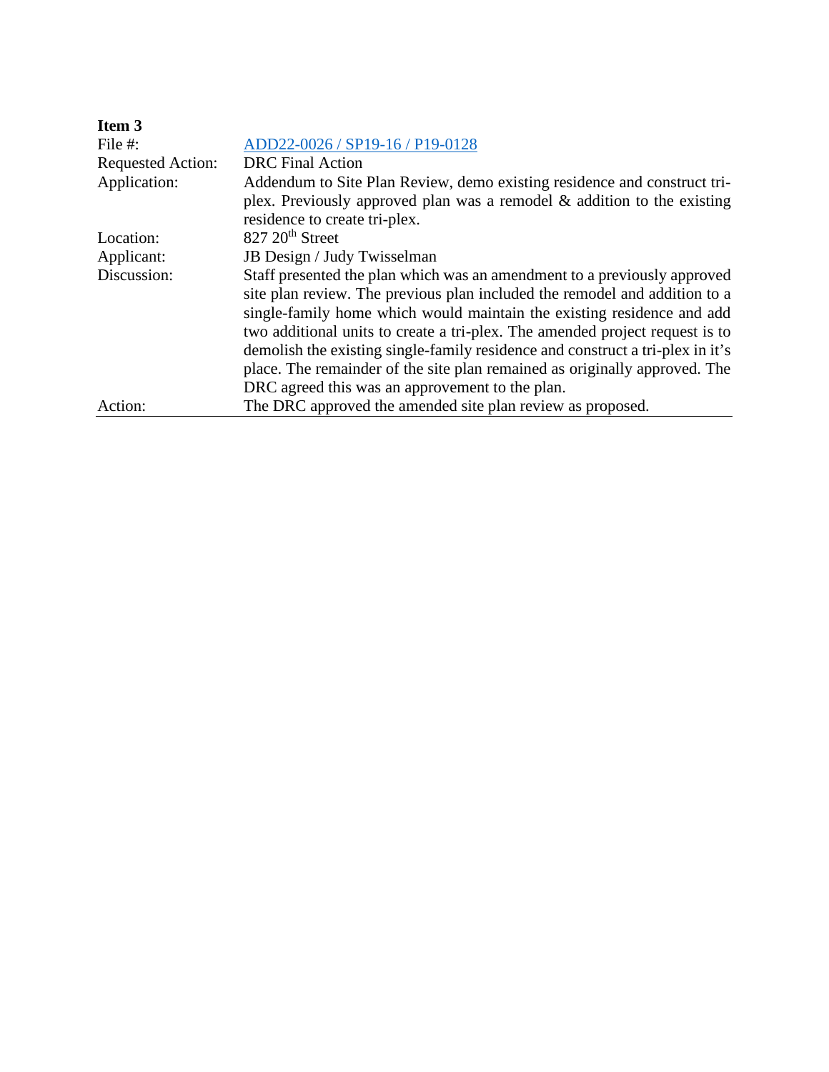**Item 3**

| | |
|---|---|
| File #: | [ADD22-0026 / SP19-16 / P19-0128]() |
| Requested Action: | DRC Final Action |
| Application: | Addendum to Site Plan Review, demo existing residence and construct tri-plex. Previously approved plan was a remodel & addition to the existing residence to create tri-plex. |
| Location: | 827 20th Street |
| Applicant: | JB Design / Judy Twisselman |
| Discussion: | Staff presented the plan which was an amendment to a previously approved site plan review. The previous plan included the remodel and addition to a single-family home which would maintain the existing residence and add two additional units to create a tri-plex. The amended project request is to demolish the existing single-family residence and construct a tri-plex in it's place. The remainder of the site plan remained as originally approved. The DRC agreed this was an approvement to the plan. |
| Action: | The DRC approved the amended site plan review as proposed. |